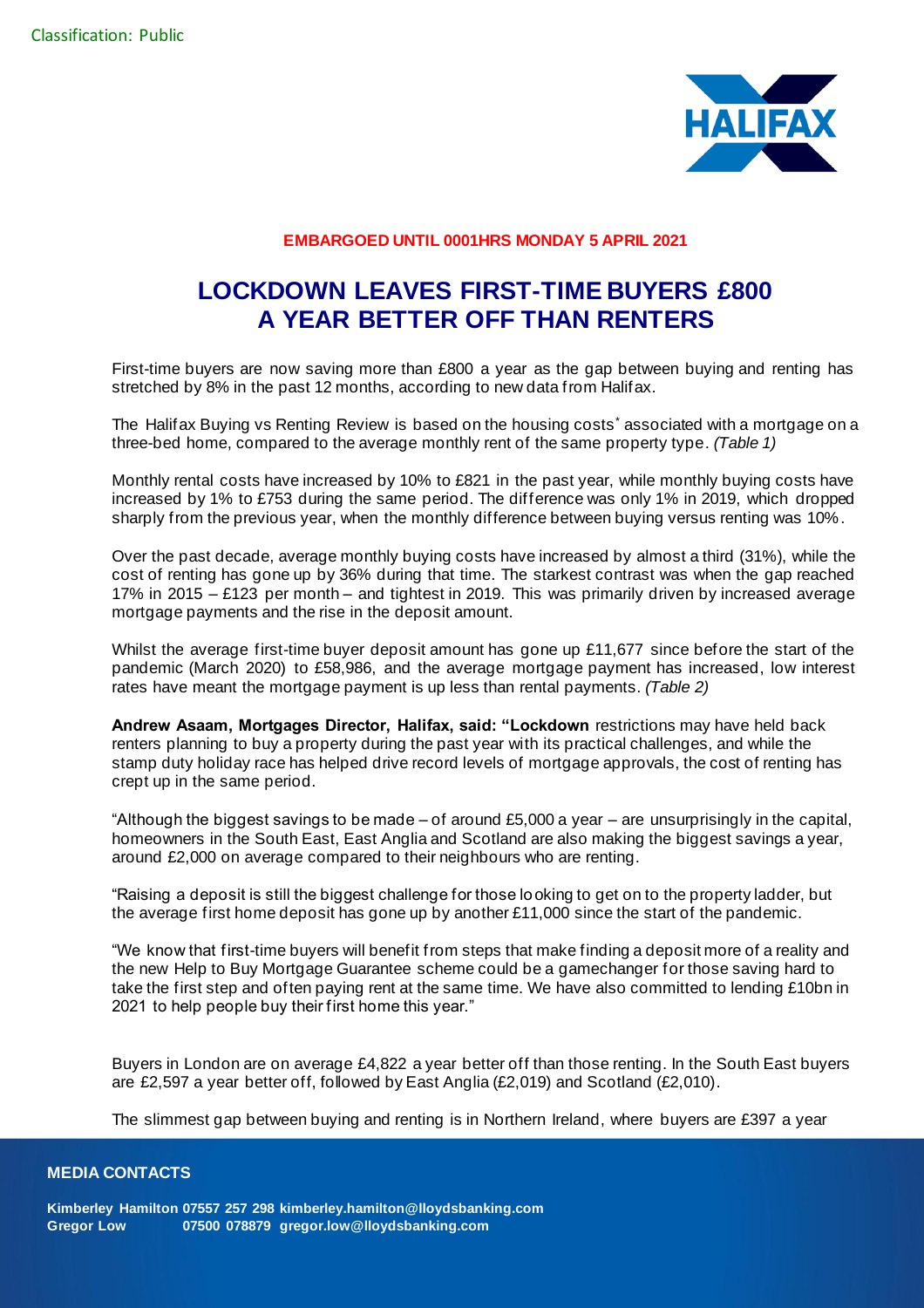Classification: Public

**EMBARGOED UNTIL 0001HRS MONDAY 5 APRIL 2021**

# LOCKDOWN LEAVES FIRST-TIME BUYERS £800 A YEAR BETTER OFF THAN RENTERS

First-time buyers are now saving more than £800 a year as the gap between buying and renting has stretched by 8% in the past 12 months, according to new data from Halifax.

The Halifax Buying vs Renting Review is based on the housing costs* associated with a mortgage on a three-bed home, compared to the average monthly rent of the same property type. *(Table 1)*

Monthly rental costs have increased by 10% to £821 in the past year, while monthly buying costs have increased by 1% to £753 during the same period. The difference was only 1% in 2019, which dropped sharply from the previous year, when the monthly difference between buying versus renting was 10%.

Over the past decade, average monthly buying costs have increased by almost a third (31%), while the cost of renting has gone up by 36% during that time. The starkest contrast was when the gap reached 17% in 2015 – £123 per month – and tightest in 2019. This was primarily driven by increased average mortgage payments and the rise in the deposit amount.

Whilst the average first-time buyer deposit amount has gone up £11,677 since before the start of the pandemic (March 2020) to £58,986, and the average mortgage payment has increased, low interest rates have meant the mortgage payment is up less than rental payments. *(Table 2)*

**Andrew Asaam, Mortgages Director, Halifax, said: "Lockdown** restrictions may have held back renters planning to buy a property during the past year with its practical challenges, and while the stamp duty holiday race has helped drive record levels of mortgage approvals, the cost of renting has crept up in the same period.

"Although the biggest savings to be made – of around £5,000 a year – are unsurprisingly in the capital, homeowners in the South East, East Anglia and Scotland are also making the biggest savings a year, around £2,000 on average compared to their neighbours who are renting.

"Raising a deposit is still the biggest challenge for those looking to get on to the property ladder, but the average first home deposit has gone up by another £11,000 since the start of the pandemic.

"We know that first-time buyers will benefit from steps that make finding a deposit more of a reality and the new Help to Buy Mortgage Guarantee scheme could be a gamechanger for those saving hard to take the first step and often paying rent at the same time. We have also committed to lending £10bn in 2021 to help people buy their first home this year."

Buyers in London are on average £4,822 a year better off than those renting. In the South East buyers are £2,597 a year better off, followed by East Anglia (£2,019) and Scotland (£2,010).

The slimmest gap between buying and renting is in Northern Ireland, where buyers are £397 a year

**MEDIA CONTACTS**

**Kimberley Hamilton 07557 257 298 kimberley.hamilton@lloydsbanking.com**
**Gregor Low 07500 078879 gregor.low@lloydsbanking.com**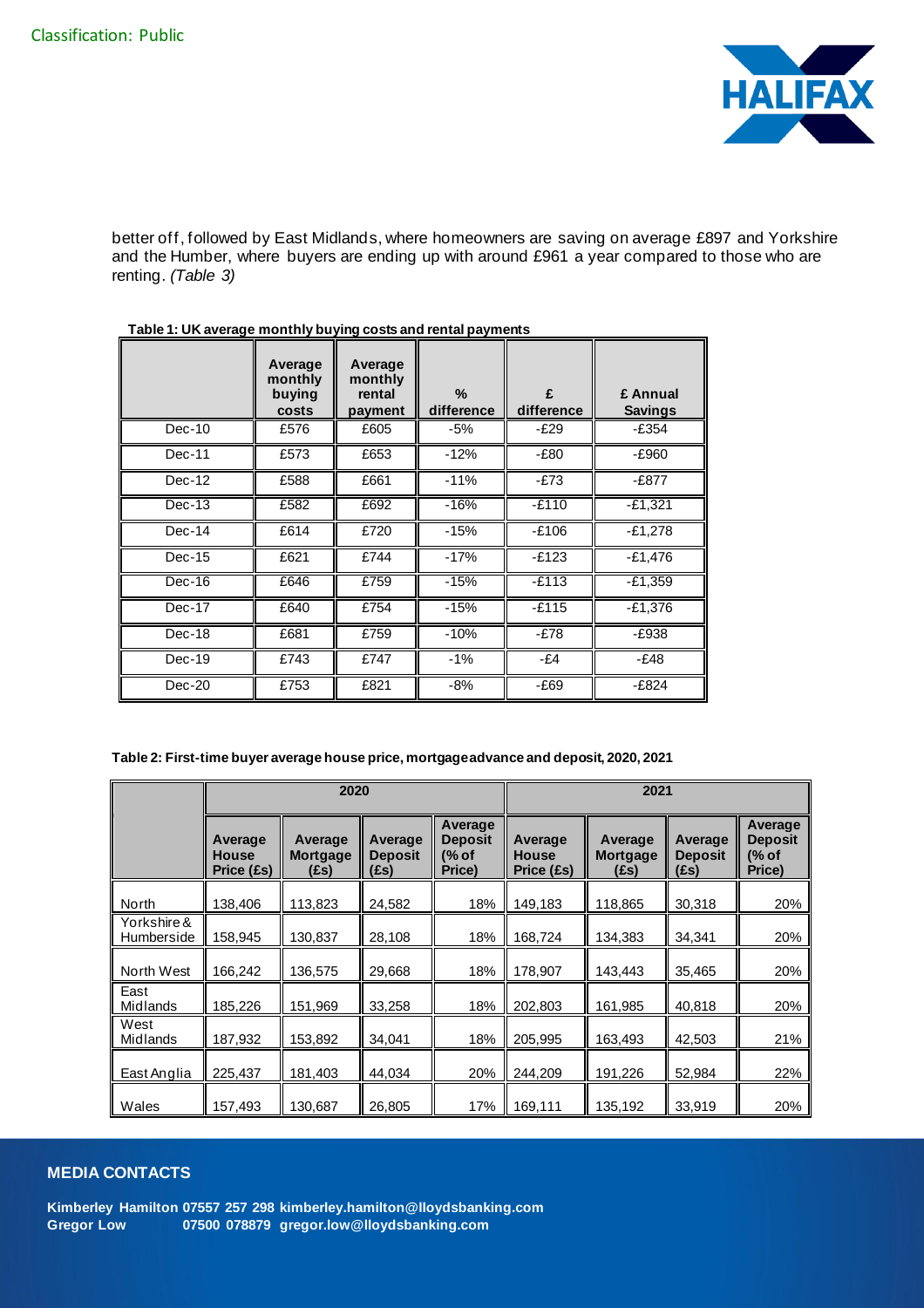better off, followed by East Midlands, where homeowners are saving on average £897 and Yorkshire and the Humber, where buyers are ending up with around £961 a year compared to those who are renting. *(Table 3)*

**Table 1: UK average monthly buying costs and rental payments**

| | Average monthly buying costs | Average monthly rental payment | % difference | £ difference | £ Annual Savings |
|---|---|---|---|---|---|
| Dec-10 | £576 | £605 | -5% | -£29 | -£354 |
| Dec-11 | £573 | £653 | -12% | -£80 | -£960 |
| Dec-12 | £588 | £661 | -11% | -£73 | -£877 |
| Dec-13 | £582 | £692 | -16% | -£110 | -£1,321 |
| Dec-14 | £614 | £720 | -15% | -£106 | -£1,278 |
| Dec-15 | £621 | £744 | -17% | -£123 | -£1,476 |
| Dec-16 | £646 | £759 | -15% | -£113 | -£1,359 |
| Dec-17 | £640 | £754 | -15% | -£115 | -£1,376 |
| Dec-18 | £681 | £759 | -10% | -£78 | -£938 |
| Dec-19 | £743 | £747 | -1% | -£4 | -£48 |
| Dec-20 | £753 | £821 | -8% | -£69 | -£824 |

**Table 2: First-time buyer average house price, mortgage advance and deposit, 2020, 2021**

| | 2020 | | | | 2021 | | | |
|---|---|---|---|---|---|---|---|---|
| | Average House Price (£s) | Average Mortgage (£s) | Average Deposit (£s) | Average Deposit (% of Price) | Average House Price (£s) | Average Mortgage (£s) | Average Deposit (£s) | Average Deposit (% of Price) |
| North | 138,406 | 113,823 | 24,582 | 18% | 149,183 | 118,865 | 30,318 | 20% |
| Yorkshire & Humberside | 158,945 | 130,837 | 28,108 | 18% | 168,724 | 134,383 | 34,341 | 20% |
| North West | 166,242 | 136,575 | 29,668 | 18% | 178,907 | 143,443 | 35,465 | 20% |
| East Midlands | 185,226 | 151,969 | 33,258 | 18% | 202,803 | 161,985 | 40,818 | 20% |
| West Midlands | 187,932 | 153,892 | 34,041 | 18% | 205,995 | 163,493 | 42,503 | 21% |
| East Anglia | 225,437 | 181,403 | 44,034 | 20% | 244,209 | 191,226 | 52,984 | 22% |
| Wales | 157,493 | 130,687 | 26,805 | 17% | 169,111 | 135,192 | 33,919 | 20% |

**MEDIA CONTACTS**

**Kimberley Hamilton 07557 257 298 kimberley.hamilton@lloydsbanking.com**
**Gregor Low 07500 078879 gregor.low@lloydsbanking.com**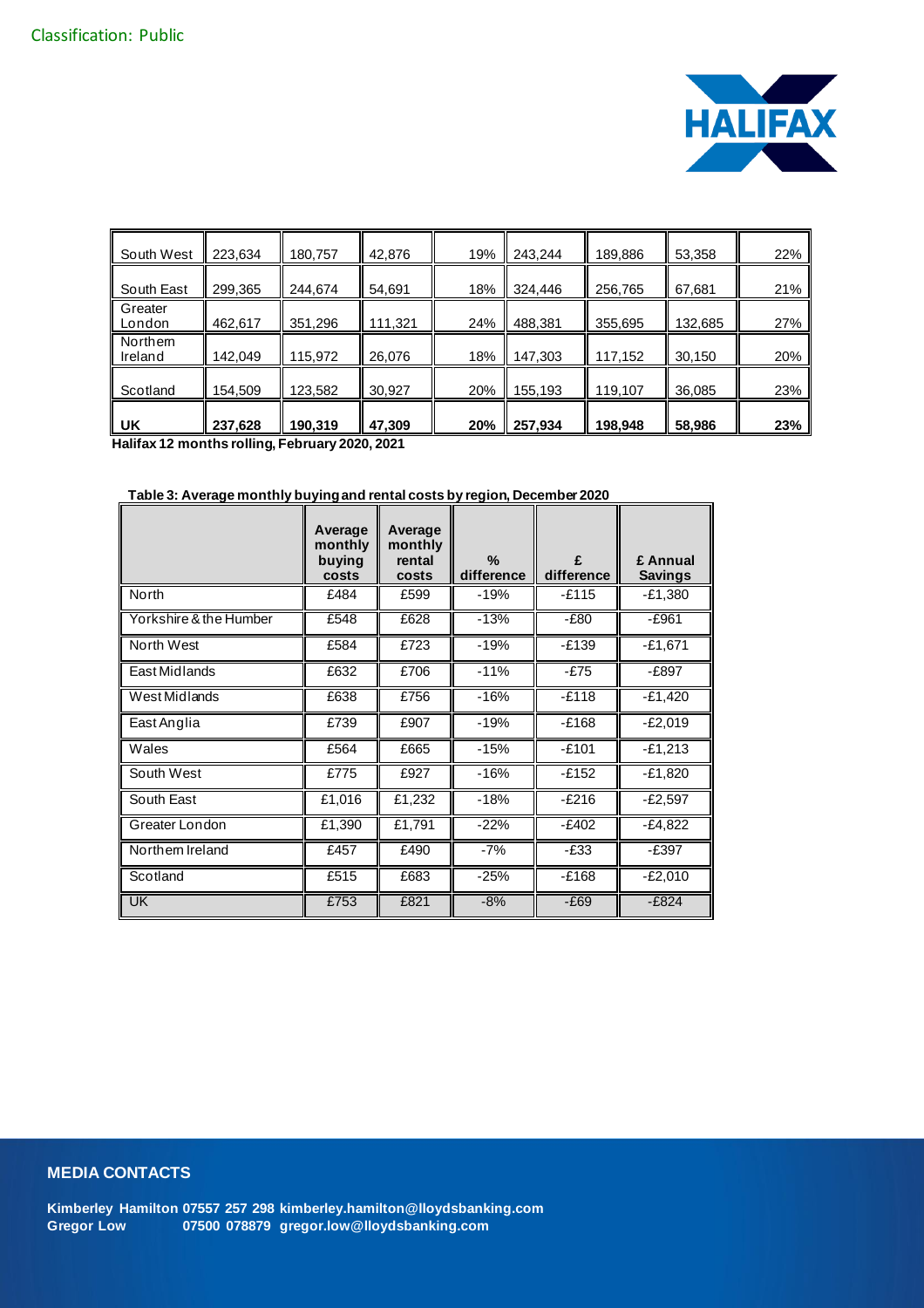Classification: Public

| South West | 223,634 | 180,757 | 42,876 | 19% | 243,244 | 189,886 | 53,358 | 22% |
|---|---|---|---|---|---|---|---|---|
| South East | 299,365 | 244,674 | 54,691 | 18% | 324,446 | 256,765 | 67,681 | 21% |
| Greater London | 462,617 | 351,296 | 111,321 | 24% | 488,381 | 355,695 | 132,685 | 27% |
| Northern Ireland | 142,049 | 115,972 | 26,076 | 18% | 147,303 | 117,152 | 30,150 | 20% |
| Scotland | 154,509 | 123,582 | 30,927 | 20% | 155,193 | 119,107 | 36,085 | 23% |
| **UK** | **237,628** | **190,319** | **47,309** | **20%** | **257,934** | **198,948** | **58,986** | **23%** |

**Halifax 12 months rolling, February 2020, 2021**

**Table 3: Average monthly buying and rental costs by region, December 2020**

| | Average monthly buying costs | Average monthly rental costs | % difference | £ difference | £ Annual Savings |
|---|---|---|---|---|---|
| North | £484 | £599 | -19% | -£115 | -£1,380 |
| Yorkshire & the Humber | £548 | £628 | -13% | -£80 | -£961 |
| North West | £584 | £723 | -19% | -£139 | -£1,671 |
| East Midlands | £632 | £706 | -11% | -£75 | -£897 |
| West Midlands | £638 | £756 | -16% | -£118 | -£1,420 |
| East Anglia | £739 | £907 | -19% | -£168 | -£2,019 |
| Wales | £564 | £665 | -15% | -£101 | -£1,213 |
| South West | £775 | £927 | -16% | -£152 | -£1,820 |
| South East | £1,016 | £1,232 | -18% | -£216 | -£2,597 |
| Greater London | £1,390 | £1,791 | -22% | -£402 | -£4,822 |
| Northern Ireland | £457 | £490 | -7% | -£33 | -£397 |
| Scotland | £515 | £683 | -25% | -£168 | -£2,010 |
| UK | £753 | £821 | -8% | -£69 | -£824 |

## MEDIA CONTACTS

**Kimberley Hamilton 07557 257 298 kimberley.hamilton@lloydsbanking.com**
**Gregor Low 07500 078879 gregor.low@lloydsbanking.com**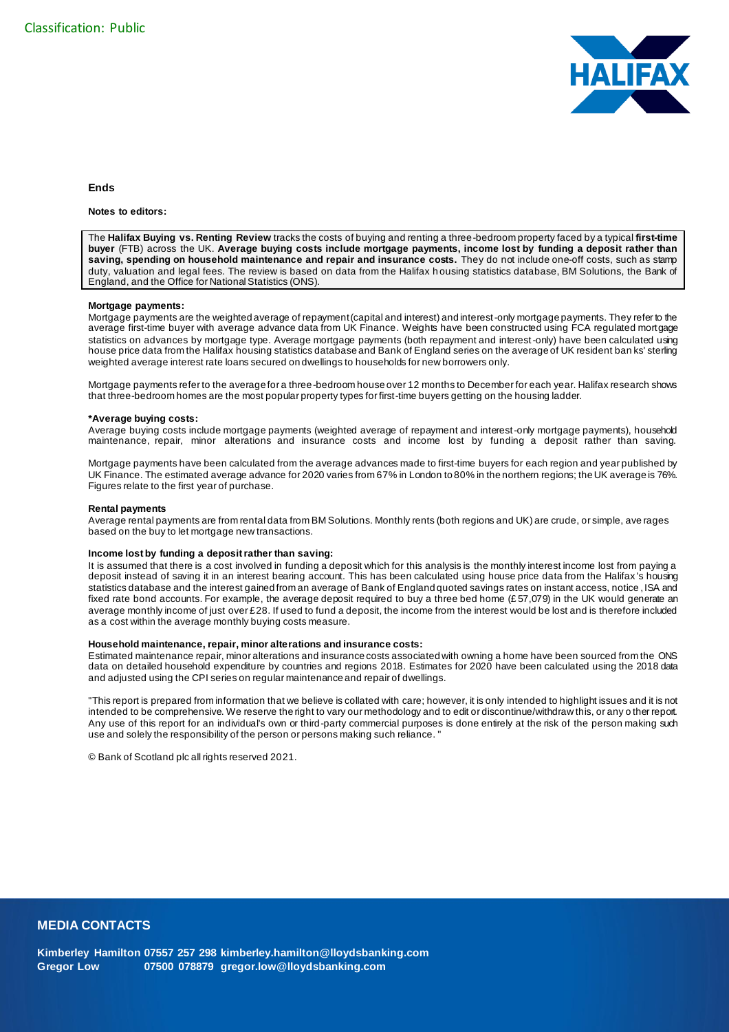**Ends**

**Notes to editors:**

The **Halifax Buying vs. Renting Review** tracks the costs of buying and renting a three-bedroom property faced by a typical **first-time buyer** (FTB) across the UK. **Average buying costs include mortgage payments, income lost by funding a deposit rather than saving, spending on household maintenance and repair and insurance costs.** They do not include one-off costs, such as stamp duty, valuation and legal fees. The review is based on data from the Halifax housing statistics database, BM Solutions, the Bank of England, and the Office for National Statistics (ONS).

**Mortgage payments:**

Mortgage payments are the weighted average of repayment (capital and interest) and interest-only mortgage payments. They refer to the average first-time buyer with average advance data from UK Finance. Weights have been constructed using FCA regulated mortgage statistics on advances by mortgage type. Average mortgage payments (both repayment and interest-only) have been calculated using house price data from the Halifax housing statistics database and Bank of England series on the average of UK resident banks' sterling weighted average interest rate loans secured on dwellings to households for new borrowers only.

Mortgage payments refer to the average for a three-bedroom house over 12 months to December for each year. Halifax research shows that three-bedroom homes are the most popular property types for first-time buyers getting on the housing ladder.

**\*Average buying costs:**

Average buying costs include mortgage payments (weighted average of repayment and interest-only mortgage payments), household maintenance, repair, minor alterations and insurance costs and income lost by funding a deposit rather than saving.

Mortgage payments have been calculated from the average advances made to first-time buyers for each region and year published by UK Finance. The estimated average advance for 2020 varies from 67% in London to 80% in the northern regions; the UK average is 76%. Figures relate to the first year of purchase.

**Rental payments**

Average rental payments are from rental data from BM Solutions. Monthly rents (both regions and UK) are crude, or simple, averages based on the buy to let mortgage new transactions.

**Income lost by funding a deposit rather than saving:**

It is assumed that there is a cost involved in funding a deposit which for this analysis is the monthly interest income lost from paying a deposit instead of saving it in an interest bearing account. This has been calculated using house price data from the Halifax's housing statistics database and the interest gained from an average of Bank of England quoted savings rates on instant access, notice, ISA and fixed rate bond accounts. For example, the average deposit required to buy a three bed home (£57,079) in the UK would generate an average monthly income of just over £28. If used to fund a deposit, the income from the interest would be lost and is therefore included as a cost within the average monthly buying costs measure.

**Household maintenance, repair, minor alterations and insurance costs:**

Estimated maintenance repair, minor alterations and insurance costs associated with owning a home have been sourced from the ONS data on detailed household expenditure by countries and regions 2018. Estimates for 2020 have been calculated using the 2018 data and adjusted using the CPI series on regular maintenance and repair of dwellings.

"This report is prepared from information that we believe is collated with care; however, it is only intended to highlight issues and it is not intended to be comprehensive. We reserve the right to vary our methodology and to edit or discontinue/withdraw this, or any other report. Any use of this report for an individual's own or third-party commercial purposes is done entirely at the risk of the person making such use and solely the responsibility of the person or persons making such reliance."

© Bank of Scotland plc all rights reserved 2021.

## MEDIA CONTACTS

**Kimberley Hamilton 07557 257 298 kimberley.hamilton@lloydsbanking.com**
**Gregor Low 07500 078879 gregor.low@lloydsbanking.com**